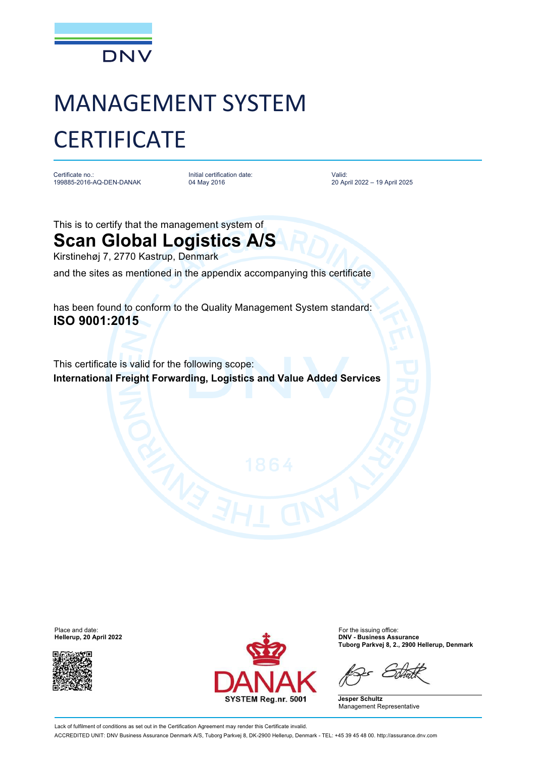DNV

# MANAGEMENT SYSTEM CERTIFICATE

Certificate no.:
199885-2016-AQ-DEN-DANAK

Initial certification date:
04 May 2016

Valid:
20 April 2022 – 19 April 2025

This is to certify that the management system of

## Scan Global Logistics A/S

Kirstinehøj 7, 2770 Kastrup, Denmark

and the sites as mentioned in the appendix accompanying this certificate

has been found to conform to the Quality Management System standard:

**ISO 9001:2015**

This certificate is valid for the following scope:

**International Freight Forwarding, Logistics and Value Added Services**

Place and date:
**Hellerup, 20 April 2022**

DANAK
SYSTEM Reg.nr. 5001

For the issuing office:
**DNV - Business Assurance**
**Tuborg Parkvej 8, 2., 2900 Hellerup, Denmark**

**Jesper Schultz**
Management Representative

Lack of fulfilment of conditions as set out in the Certification Agreement may render this Certificate invalid.
ACCREDITED UNIT: DNV Business Assurance Denmark A/S, Tuborg Parkvej 8, DK-2900 Hellerup, Denmark - TEL: +45 39 45 48 00. http://assurance.dnv.com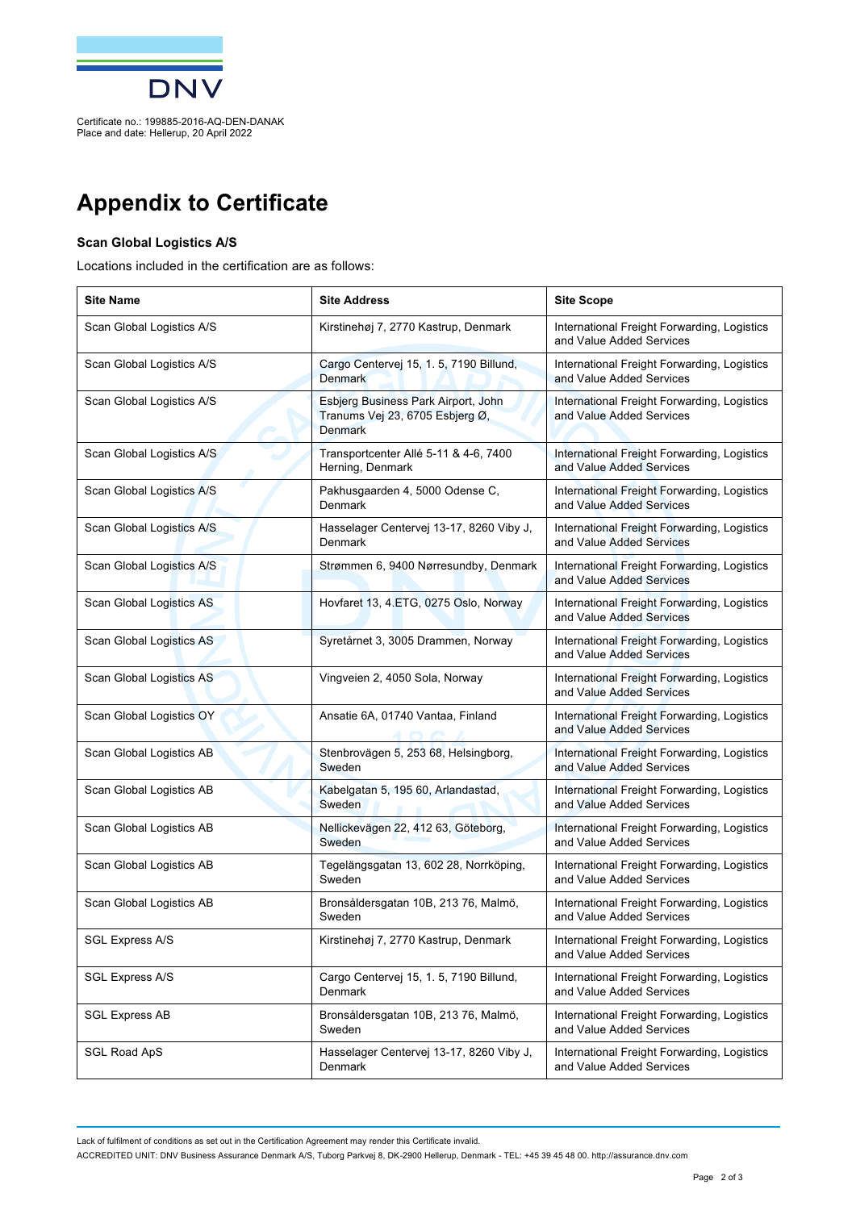Certificate no.: 199885-2016-AQ-DEN-DANAK
Place and date: Hellerup, 20 April 2022

# Appendix to Certificate

### Scan Global Logistics A/S

Locations included in the certification are as follows:

| Site Name | Site Address | Site Scope |
|---|---|---|
| Scan Global Logistics A/S | Kirstinehøj 7, 2770 Kastrup, Denmark | International Freight Forwarding, Logistics and Value Added Services |
| Scan Global Logistics A/S | Cargo Centervej 15, 1. 5, 7190 Billund, Denmark | International Freight Forwarding, Logistics and Value Added Services |
| Scan Global Logistics A/S | Esbjerg Business Park Airport, John Tranums Vej 23, 6705 Esbjerg Ø, Denmark | International Freight Forwarding, Logistics and Value Added Services |
| Scan Global Logistics A/S | Transportcenter Allé 5-11 & 4-6, 7400 Herning, Denmark | International Freight Forwarding, Logistics and Value Added Services |
| Scan Global Logistics A/S | Pakhusgaarden 4, 5000 Odense C, Denmark | International Freight Forwarding, Logistics and Value Added Services |
| Scan Global Logistics A/S | Hasselager Centervej 13-17, 8260 Viby J, Denmark | International Freight Forwarding, Logistics and Value Added Services |
| Scan Global Logistics A/S | Strømmen 6, 9400 Nørresundby, Denmark | International Freight Forwarding, Logistics and Value Added Services |
| Scan Global Logistics AS | Hovfaret 13, 4.ETG, 0275 Oslo, Norway | International Freight Forwarding, Logistics and Value Added Services |
| Scan Global Logistics AS | Syretårnet 3, 3005 Drammen, Norway | International Freight Forwarding, Logistics and Value Added Services |
| Scan Global Logistics AS | Vingveien 2, 4050 Sola, Norway | International Freight Forwarding, Logistics and Value Added Services |
| Scan Global Logistics OY | Ansatie 6A, 01740 Vantaa, Finland | International Freight Forwarding, Logistics and Value Added Services |
| Scan Global Logistics AB | Stenbrovägen 5, 253 68, Helsingborg, Sweden | International Freight Forwarding, Logistics and Value Added Services |
| Scan Global Logistics AB | Kabelgatan 5, 195 60, Arlandastad, Sweden | International Freight Forwarding, Logistics and Value Added Services |
| Scan Global Logistics AB | Nellickevägen 22, 412 63, Göteborg, Sweden | International Freight Forwarding, Logistics and Value Added Services |
| Scan Global Logistics AB | Tegelängsgatan 13, 602 28, Norrköping, Sweden | International Freight Forwarding, Logistics and Value Added Services |
| Scan Global Logistics AB | Bronsåldersgatan 10B, 213 76, Malmö, Sweden | International Freight Forwarding, Logistics and Value Added Services |
| SGL Express A/S | Kirstinehøj 7, 2770 Kastrup, Denmark | International Freight Forwarding, Logistics and Value Added Services |
| SGL Express A/S | Cargo Centervej 15, 1. 5, 7190 Billund, Denmark | International Freight Forwarding, Logistics and Value Added Services |
| SGL Express AB | Bronsåldersgatan 10B, 213 76, Malmö, Sweden | International Freight Forwarding, Logistics and Value Added Services |
| SGL Road ApS | Hasselager Centervej 13-17, 8260 Viby J, Denmark | International Freight Forwarding, Logistics and Value Added Services |

Lack of fulfilment of conditions as set out in the Certification Agreement may render this Certificate invalid.

ACCREDITED UNIT: DNV Business Assurance Denmark A/S, Tuborg Parkvej 8, DK-2900 Hellerup, Denmark - TEL: +45 39 45 48 00. http://assurance.dnv.com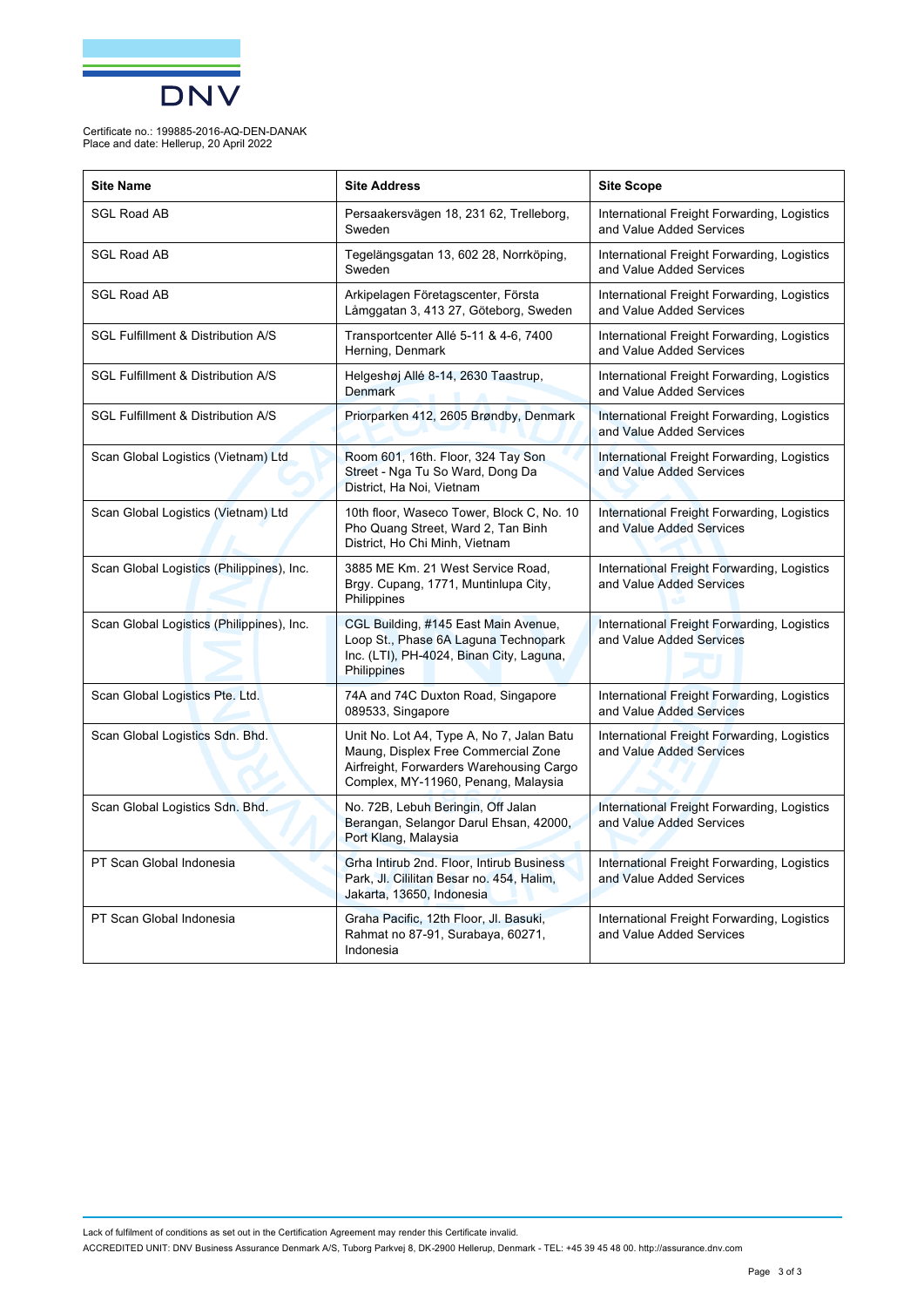Certificate no.: 199885-2016-AQ-DEN-DANAK
Place and date: Hellerup, 20 April 2022

| Site Name | Site Address | Site Scope |
|---|---|---|
| SGL Road AB | Persaakersvägen 18, 231 62, Trelleborg, Sweden | International Freight Forwarding, Logistics and Value Added Services |
| SGL Road AB | Tegelängsgatan 13, 602 28, Norrköping, Sweden | International Freight Forwarding, Logistics and Value Added Services |
| SGL Road AB | Arkipelagen Företagscenter, Första Långgatan 3, 413 27, Göteborg, Sweden | International Freight Forwarding, Logistics and Value Added Services |
| SGL Fulfillment & Distribution A/S | Transportcenter Allé 5-11 & 4-6, 7400 Herning, Denmark | International Freight Forwarding, Logistics and Value Added Services |
| SGL Fulfillment & Distribution A/S | Helgeshøj Allé 8-14, 2630 Taastrup, Denmark | International Freight Forwarding, Logistics and Value Added Services |
| SGL Fulfillment & Distribution A/S | Priorparken 412, 2605 Brøndby, Denmark | International Freight Forwarding, Logistics and Value Added Services |
| Scan Global Logistics (Vietnam) Ltd | Room 601, 16th. Floor, 324 Tay Son Street - Nga Tu So Ward, Dong Da District, Ha Noi, Vietnam | International Freight Forwarding, Logistics and Value Added Services |
| Scan Global Logistics (Vietnam) Ltd | 10th floor, Waseco Tower, Block C, No. 10 Pho Quang Street, Ward 2, Tan Binh District, Ho Chi Minh, Vietnam | International Freight Forwarding, Logistics and Value Added Services |
| Scan Global Logistics (Philippines), Inc. | 3885 ME Km. 21 West Service Road, Brgy. Cupang, 1771, Muntinlupa City, Philippines | International Freight Forwarding, Logistics and Value Added Services |
| Scan Global Logistics (Philippines), Inc. | CGL Building, #145 East Main Avenue, Loop St., Phase 6A Laguna Technopark Inc. (LTI), PH-4024, Binan City, Laguna, Philippines | International Freight Forwarding, Logistics and Value Added Services |
| Scan Global Logistics Pte. Ltd. | 74A and 74C Duxton Road, Singapore 089533, Singapore | International Freight Forwarding, Logistics and Value Added Services |
| Scan Global Logistics Sdn. Bhd. | Unit No. Lot A4, Type A, No 7, Jalan Batu Maung, Displex Free Commercial Zone Airfreight, Forwarders Warehousing Cargo Complex, MY-11960, Penang, Malaysia | International Freight Forwarding, Logistics and Value Added Services |
| Scan Global Logistics Sdn. Bhd. | No. 72B, Lebuh Beringin, Off Jalan Berangan, Selangor Darul Ehsan, 42000, Port Klang, Malaysia | International Freight Forwarding, Logistics and Value Added Services |
| PT Scan Global Indonesia | Grha Intirub 2nd. Floor, Intirub Business Park, Jl. Cililitan Besar no. 454, Halim, Jakarta, 13650, Indonesia | International Freight Forwarding, Logistics and Value Added Services |
| PT Scan Global Indonesia | Graha Pacific, 12th Floor, Jl. Basuki, Rahmat no 87-91, Surabaya, 60271, Indonesia | International Freight Forwarding, Logistics and Value Added Services |

Lack of fulfilment of conditions as set out in the Certification Agreement may render this Certificate invalid.

ACCREDITED UNIT: DNV Business Assurance Denmark A/S, Tuborg Parkvej 8, DK-2900 Hellerup, Denmark - TEL: +45 39 45 48 00. http://assurance.dnv.com